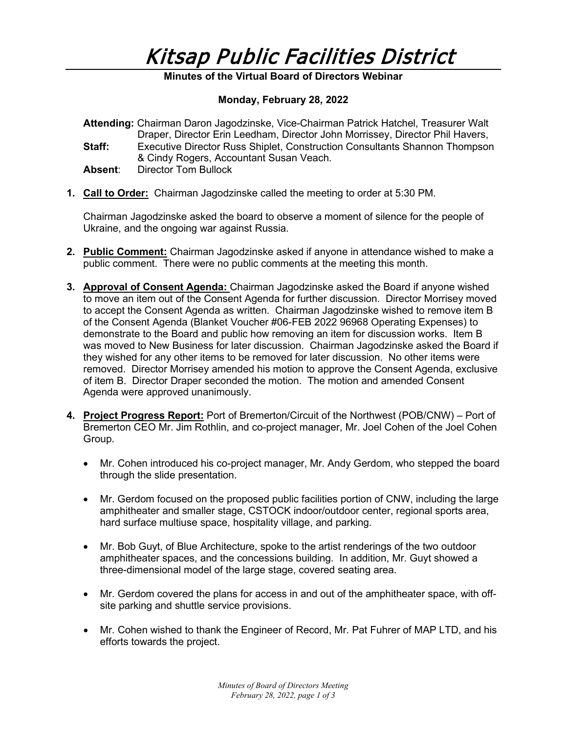# Kitsap Public Facilities District

**Minutes of the Virtual Board of Directors Webinar**

**Monday, February 28, 2022**

**Attending:** Chairman Daron Jagodzinske, Vice-Chairman Patrick Hatchel, Treasurer Walt Draper, Director Erin Leedham, Director John Morrissey, Director Phil Havers,

**Staff:** Executive Director Russ Shiplet, Construction Consultants Shannon Thompson & Cindy Rogers, Accountant Susan Veach.

**Absent**: Director Tom Bullock

1. **Call to Order:** Chairman Jagodzinske called the meeting to order at 5:30 PM.

   Chairman Jagodzinske asked the board to observe a moment of silence for the people of Ukraine, and the ongoing war against Russia.

2. **Public Comment:** Chairman Jagodzinske asked if anyone in attendance wished to make a public comment. There were no public comments at the meeting this month.

3. **Approval of Consent Agenda:** Chairman Jagodzinske asked the Board if anyone wished to move an item out of the Consent Agenda for further discussion. Director Morrisey moved to accept the Consent Agenda as written. Chairman Jagodzinske wished to remove item B of the Consent Agenda (Blanket Voucher #06-FEB 2022 96968 Operating Expenses) to demonstrate to the Board and public how removing an item for discussion works. Item B was moved to New Business for later discussion. Chairman Jagodzinske asked the Board if they wished for any other items to be removed for later discussion. No other items were removed. Director Morrisey amended his motion to approve the Consent Agenda, exclusive of item B. Director Draper seconded the motion. The motion and amended Consent Agenda were approved unanimously.

4. **Project Progress Report:** Port of Bremerton/Circuit of the Northwest (POB/CNW) – Port of Bremerton CEO Mr. Jim Rothlin, and co-project manager, Mr. Joel Cohen of the Joel Cohen Group.

   - Mr. Cohen introduced his co-project manager, Mr. Andy Gerdom, who stepped the board through the slide presentation.

   - Mr. Gerdom focused on the proposed public facilities portion of CNW, including the large amphitheater and smaller stage, CSTOCK indoor/outdoor center, regional sports area, hard surface multiuse space, hospitality village, and parking.

   - Mr. Bob Guyt, of Blue Architecture, spoke to the artist renderings of the two outdoor amphitheater spaces, and the concessions building. In addition, Mr. Guyt showed a three-dimensional model of the large stage, covered seating area.

   - Mr. Gerdom covered the plans for access in and out of the amphitheater space, with off-site parking and shuttle service provisions.

   - Mr. Cohen wished to thank the Engineer of Record, Mr. Pat Fuhrer of MAP LTD, and his efforts towards the project.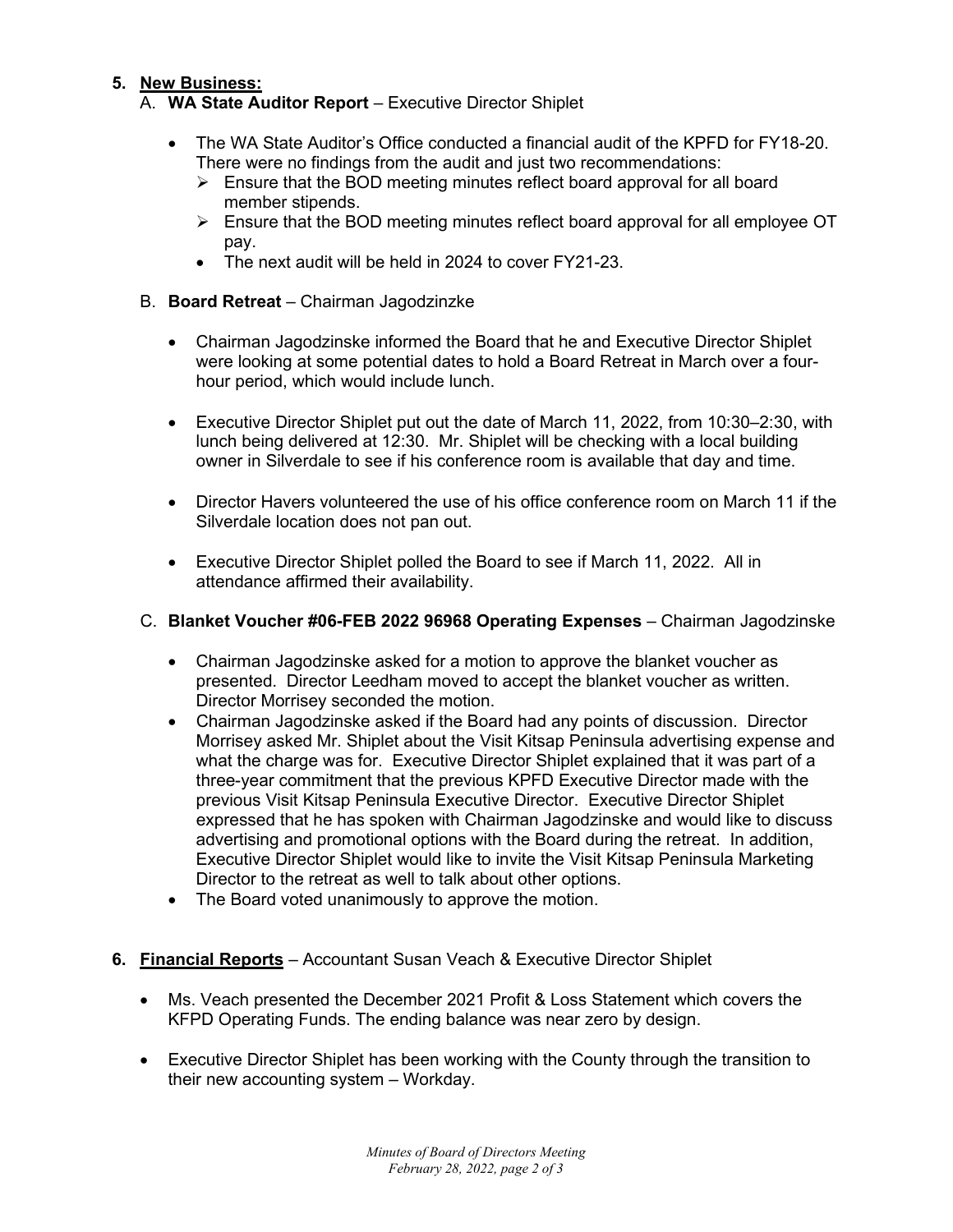5. **New Business:**

   A. **WA State Auditor Report** – Executive Director Shiplet

   - The WA State Auditor's Office conducted a financial audit of the KPFD for FY18-20. There were no findings from the audit and just two recommendations:
     - Ensure that the BOD meeting minutes reflect board approval for all board member stipends.
     - Ensure that the BOD meeting minutes reflect board approval for all employee OT pay.
     - The next audit will be held in 2024 to cover FY21-23.

   B. **Board Retreat** – Chairman Jagodzinzke

   - Chairman Jagodzinske informed the Board that he and Executive Director Shiplet were looking at some potential dates to hold a Board Retreat in March over a four-hour period, which would include lunch.
   - Executive Director Shiplet put out the date of March 11, 2022, from 10:30–2:30, with lunch being delivered at 12:30. Mr. Shiplet will be checking with a local building owner in Silverdale to see if his conference room is available that day and time.
   - Director Havers volunteered the use of his office conference room on March 11 if the Silverdale location does not pan out.
   - Executive Director Shiplet polled the Board to see if March 11, 2022. All in attendance affirmed their availability.

   C. **Blanket Voucher #06-FEB 2022 96968 Operating Expenses** – Chairman Jagodzinske

   - Chairman Jagodzinske asked for a motion to approve the blanket voucher as presented. Director Leedham moved to accept the blanket voucher as written. Director Morrisey seconded the motion.
   - Chairman Jagodzinske asked if the Board had any points of discussion. Director Morrisey asked Mr. Shiplet about the Visit Kitsap Peninsula advertising expense and what the charge was for. Executive Director Shiplet explained that it was part of a three-year commitment that the previous KPFD Executive Director made with the previous Visit Kitsap Peninsula Executive Director. Executive Director Shiplet expressed that he has spoken with Chairman Jagodzinske and would like to discuss advertising and promotional options with the Board during the retreat. In addition, Executive Director Shiplet would like to invite the Visit Kitsap Peninsula Marketing Director to the retreat as well to talk about other options.
   - The Board voted unanimously to approve the motion.

6. **Financial Reports** – Accountant Susan Veach & Executive Director Shiplet

   - Ms. Veach presented the December 2021 Profit & Loss Statement which covers the KFPD Operating Funds. The ending balance was near zero by design.
   - Executive Director Shiplet has been working with the County through the transition to their new accounting system – Workday.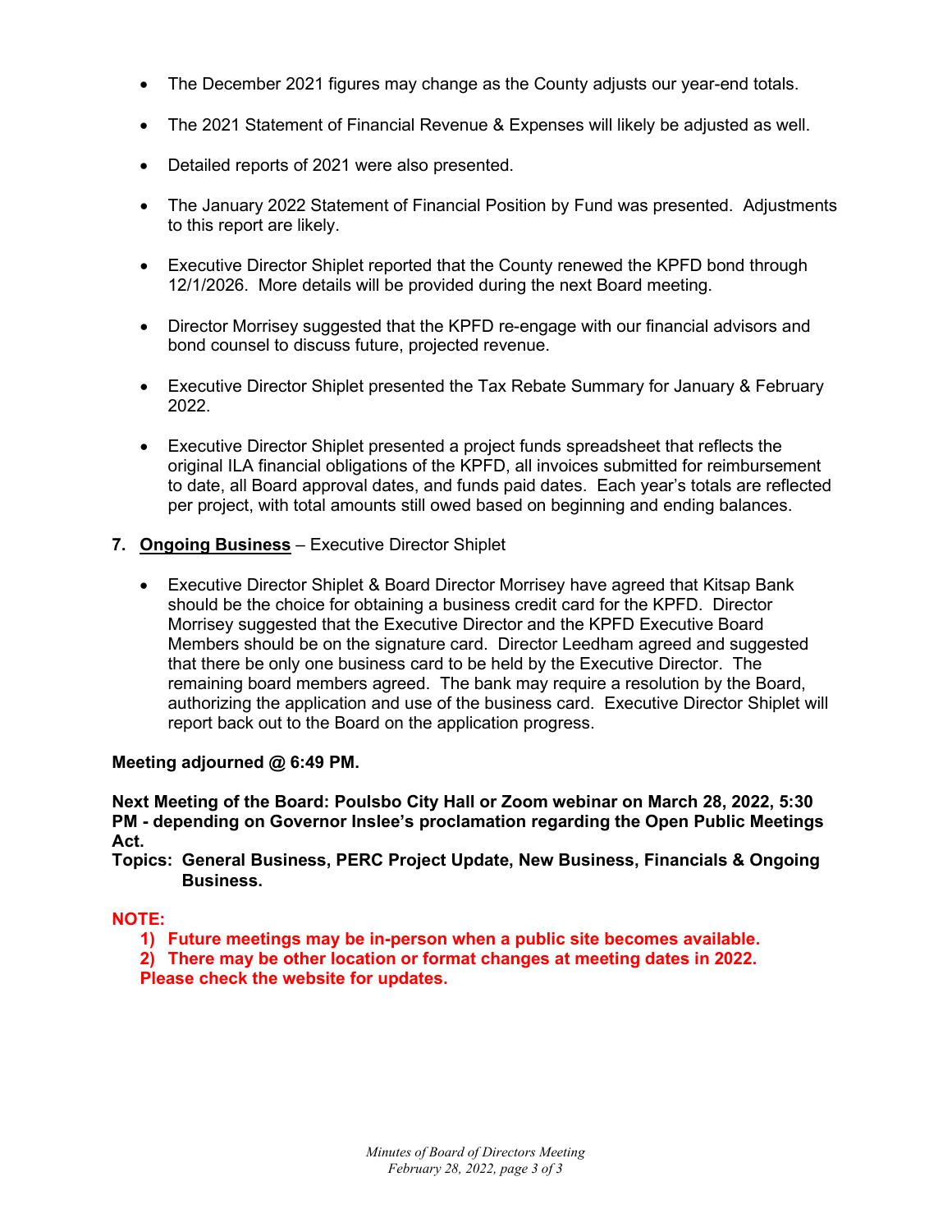- The December 2021 figures may change as the County adjusts our year-end totals.
- The 2021 Statement of Financial Revenue & Expenses will likely be adjusted as well.
- Detailed reports of 2021 were also presented.
- The January 2022 Statement of Financial Position by Fund was presented. Adjustments to this report are likely.
- Executive Director Shiplet reported that the County renewed the KPFD bond through 12/1/2026. More details will be provided during the next Board meeting.
- Director Morrisey suggested that the KPFD re-engage with our financial advisors and bond counsel to discuss future, projected revenue.
- Executive Director Shiplet presented the Tax Rebate Summary for January & February 2022.
- Executive Director Shiplet presented a project funds spreadsheet that reflects the original ILA financial obligations of the KPFD, all invoices submitted for reimbursement to date, all Board approval dates, and funds paid dates. Each year's totals are reflected per project, with total amounts still owed based on beginning and ending balances.

7. **Ongoing Business** – Executive Director Shiplet

   - Executive Director Shiplet & Board Director Morrisey have agreed that Kitsap Bank should be the choice for obtaining a business credit card for the KPFD. Director Morrisey suggested that the Executive Director and the KPFD Executive Board Members should be on the signature card. Director Leedham agreed and suggested that there be only one business card to be held by the Executive Director. The remaining board members agreed. The bank may require a resolution by the Board, authorizing the application and use of the business card. Executive Director Shiplet will report back out to the Board on the application progress.

**Meeting adjourned @ 6:49 PM.**

**Next Meeting of the Board: Poulsbo City Hall or Zoom webinar on March 28, 2022, 5:30 PM - depending on Governor Inslee's proclamation regarding the Open Public Meetings Act.**

**Topics: General Business, PERC Project Update, New Business, Financials & Ongoing Business.**

**NOTE:**

1) **Future meetings may be in-person when a public site becomes available.**
2) **There may be other location or format changes at meeting dates in 2022. Please check the website for updates.**